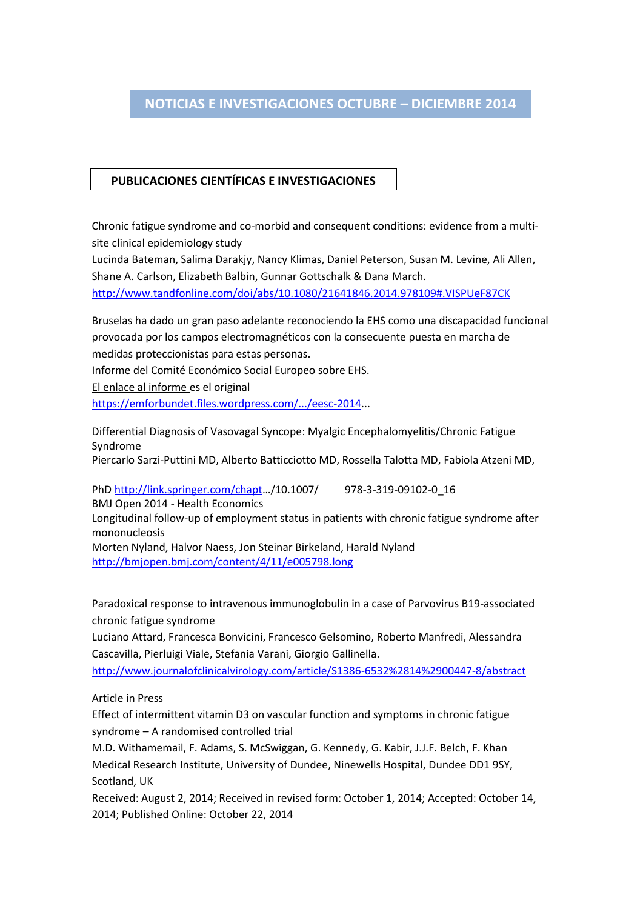# NOTICIAS E INVESTIGACIONES OCTUBRE – DICIEMBRE 2014

## PUBLICACIONES CIENTÍFICAS E INVESTIGACIONES

Chronic fatigue syndrome and co-morbid and consequent conditions: evidence from a multi-site clinical epidemiology study
Lucinda Bateman, Salima Darakjy, Nancy Klimas, Daniel Peterson, Susan M. Levine, Ali Allen, Shane A. Carlson, Elizabeth Balbin, Gunnar Gottschalk & Dana March.
http://www.tandfonline.com/doi/abs/10.1080/21641846.2014.978109#.VISPUeF87CK

Bruselas ha dado un gran paso adelante reconociendo la EHS como una discapacidad funcional provocada por los campos electromagnéticos con la consecuente puesta en marcha de medidas proteccionistas para estas personas.
Informe del Comité Económico Social Europeo sobre EHS.
El enlace al informe es el original
https://emforbundet.files.wordpress.com/.../eesc-2014...

Differential Diagnosis of Vasovagal Syncope: Myalgic Encephalomyelitis/Chronic Fatigue Syndrome
Piercarlo Sarzi-Puttini MD, Alberto Batticciotto MD, Rossella Talotta MD, Fabiola Atzeni MD,

PhD http://link.springer.com/chapt.../10.1007/ 978-3-319-09102-0_16
BMJ Open 2014 - Health Economics
Longitudinal follow-up of employment status in patients with chronic fatigue syndrome after mononucleosis
Morten Nyland, Halvor Naess, Jon Steinar Birkeland, Harald Nyland
http://bmjopen.bmj.com/content/4/11/e005798.long

Paradoxical response to intravenous immunoglobulin in a case of Parvovirus B19-associated chronic fatigue syndrome
Luciano Attard, Francesca Bonvicini, Francesco Gelsomino, Roberto Manfredi, Alessandra Cascavilla, Pierluigi Viale, Stefania Varani, Giorgio Gallinella.
http://www.journalofclinicalvirology.com/article/S1386-6532%2814%2900447-8/abstract

Article in Press
Effect of intermittent vitamin D3 on vascular function and symptoms in chronic fatigue syndrome – A randomised controlled trial
M.D. Withamemail, F. Adams, S. McSwiggan, G. Kennedy, G. Kabir, J.J.F. Belch, F. Khan
Medical Research Institute, University of Dundee, Ninewells Hospital, Dundee DD1 9SY, Scotland, UK
Received: August 2, 2014; Received in revised form: October 1, 2014; Accepted: October 14, 2014; Published Online: October 22, 2014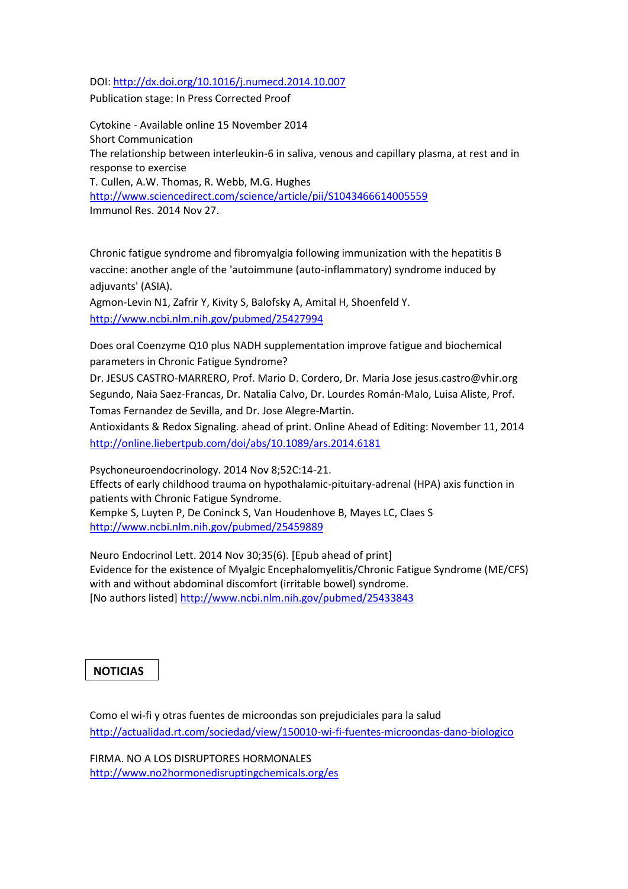DOI: http://dx.doi.org/10.1016/j.numecd.2014.10.007
Publication stage: In Press Corrected Proof

Cytokine - Available online 15 November 2014
Short Communication
The relationship between interleukin-6 in saliva, venous and capillary plasma, at rest and in response to exercise
T. Cullen, A.W. Thomas, R. Webb, M.G. Hughes
http://www.sciencedirect.com/science/article/pii/S1043466614005559
Immunol Res. 2014 Nov 27.

Chronic fatigue syndrome and fibromyalgia following immunization with the hepatitis B vaccine: another angle of the 'autoimmune (auto-inflammatory) syndrome induced by adjuvants' (ASIA).
Agmon-Levin N1, Zafrir Y, Kivity S, Balofsky A, Amital H, Shoenfeld Y.
http://www.ncbi.nlm.nih.gov/pubmed/25427994

Does oral Coenzyme Q10 plus NADH supplementation improve fatigue and biochemical parameters in Chronic Fatigue Syndrome?
Dr. JESUS CASTRO-MARRERO, Prof. Mario D. Cordero, Dr. Maria Jose jesus.castro@vhir.org Segundo, Naia Saez-Francas, Dr. Natalia Calvo, Dr. Lourdes Román-Malo, Luisa Aliste, Prof. Tomas Fernandez de Sevilla, and Dr. Jose Alegre-Martin.
Antioxidants & Redox Signaling. ahead of print. Online Ahead of Editing: November 11, 2014
http://online.liebertpub.com/doi/abs/10.1089/ars.2014.6181

Psychoneuroendocrinology. 2014 Nov 8;52C:14-21.
Effects of early childhood trauma on hypothalamic-pituitary-adrenal (HPA) axis function in patients with Chronic Fatigue Syndrome.
Kempke S, Luyten P, De Coninck S, Van Houdenhove B, Mayes LC, Claes S
http://www.ncbi.nlm.nih.gov/pubmed/25459889

Neuro Endocrinol Lett. 2014 Nov 30;35(6). [Epub ahead of print]
Evidence for the existence of Myalgic Encephalomyelitis/Chronic Fatigue Syndrome (ME/CFS) with and without abdominal discomfort (irritable bowel) syndrome.
[No authors listed] http://www.ncbi.nlm.nih.gov/pubmed/25433843

## NOTICIAS

Como el wi-fi y otras fuentes de microondas son prejudiciales para la salud
http://actualidad.rt.com/sociedad/view/150010-wi-fi-fuentes-microondas-dano-biologico

FIRMA. NO A LOS DISRUPTORES HORMONALES
http://www.no2hormonedisruptingchemicals.org/es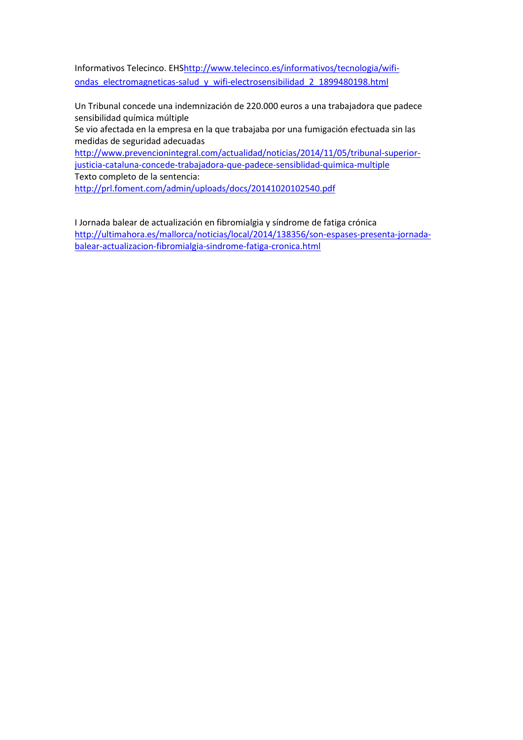Informativos Telecinco. EHShttp://www.telecinco.es/informativos/tecnologia/wifi-ondas_electromagneticas-salud_y_wifi-electrosensibilidad_2_1899480198.html

Un Tribunal concede una indemnización de 220.000 euros a una trabajadora que padece sensibilidad química múltiple
Se vio afectada en la empresa en la que trabajaba por una fumigación efectuada sin las medidas de seguridad adecuadas
http://www.prevencionintegral.com/actualidad/noticias/2014/11/05/tribunal-superior-justicia-cataluna-concede-trabajadora-que-padece-sensiblidad-quimica-multiple
Texto completo de la sentencia:
http://prl.foment.com/admin/uploads/docs/20141020102540.pdf

I Jornada balear de actualización en fibromialgia y síndrome de fatiga crónica
http://ultimahora.es/mallorca/noticias/local/2014/138356/son-espases-presenta-jornada-balear-actualizacion-fibromialgia-sindrome-fatiga-cronica.html